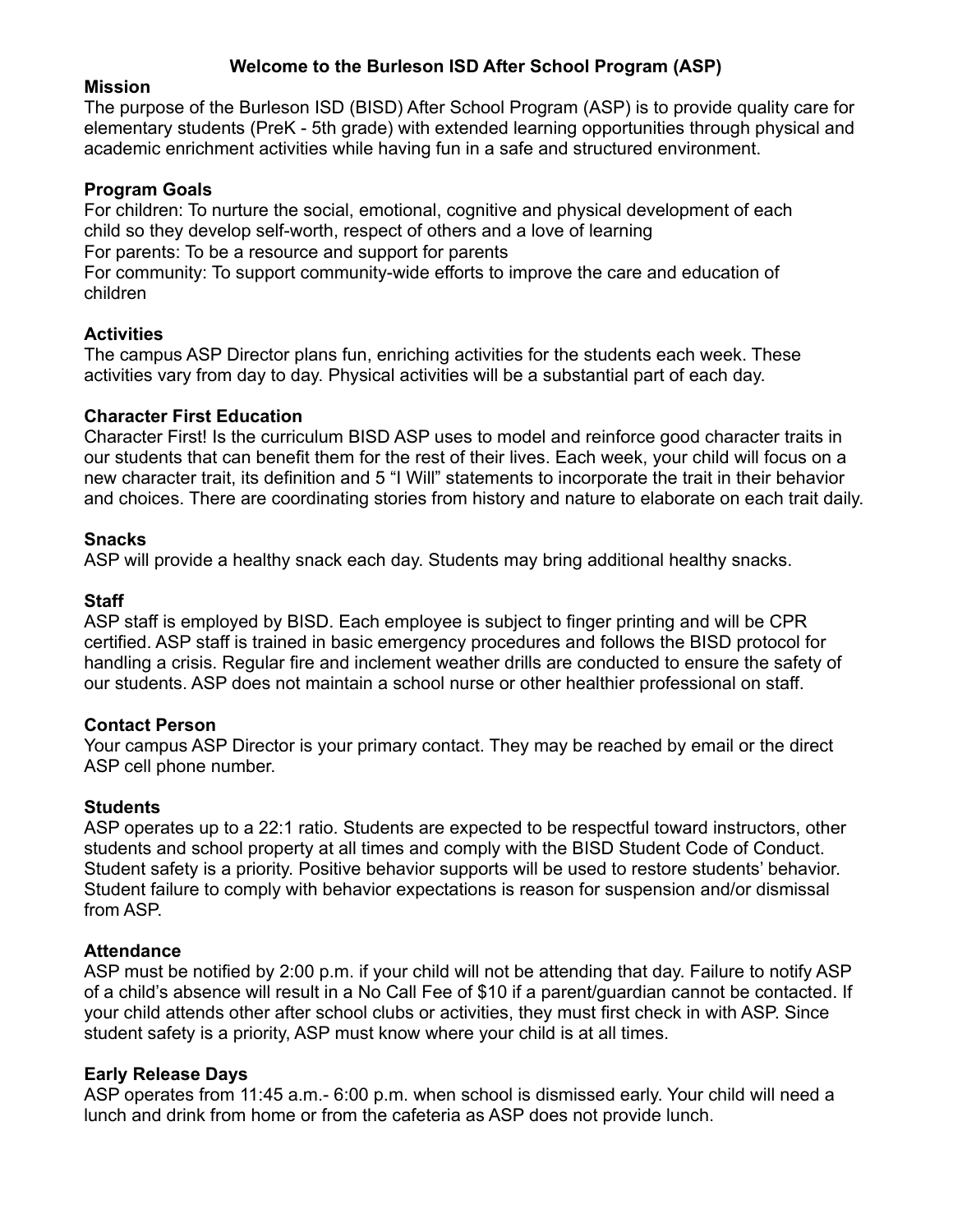# Welcome to the Burleson ISD After School Program (ASP)

## Mission

The purpose of the Burleson ISD (BISD) After School Program (ASP) is to provide quality care for elementary students (PreK - 5th grade) with extended learning opportunities through physical and academic enrichment activities while having fun in a safe and structured environment.

## Program Goals

For children: To nurture the social, emotional, cognitive and physical development of each child so they develop self-worth, respect of others and a love of learning
For parents: To be a resource and support for parents
For community: To support community-wide efforts to improve the care and education of children

## Activities

The campus ASP Director plans fun, enriching activities for the students each week. These activities vary from day to day. Physical activities will be a substantial part of each day.

## Character First Education

Character First! Is the curriculum BISD ASP uses to model and reinforce good character traits in our students that can benefit them for the rest of their lives. Each week, your child will focus on a new character trait, its definition and 5 "I Will" statements to incorporate the trait in their behavior and choices. There are coordinating stories from history and nature to elaborate on each trait daily.

## Snacks

ASP will provide a healthy snack each day. Students may bring additional healthy snacks.

## Staff

ASP staff is employed by BISD. Each employee is subject to finger printing and will be CPR certified. ASP staff is trained in basic emergency procedures and follows the BISD protocol for handling a crisis. Regular fire and inclement weather drills are conducted to ensure the safety of our students. ASP does not maintain a school nurse or other healthier professional on staff.

## Contact Person

Your campus ASP Director is your primary contact. They may be reached by email or the direct ASP cell phone number.

## Students

ASP operates up to a 22:1 ratio. Students are expected to be respectful toward instructors, other students and school property at all times and comply with the BISD Student Code of Conduct. Student safety is a priority. Positive behavior supports will be used to restore students' behavior. Student failure to comply with behavior expectations is reason for suspension and/or dismissal from ASP.

## Attendance

ASP must be notified by 2:00 p.m. if your child will not be attending that day. Failure to notify ASP of a child's absence will result in a No Call Fee of $10 if a parent/guardian cannot be contacted. If your child attends other after school clubs or activities, they must first check in with ASP. Since student safety is a priority, ASP must know where your child is at all times.

## Early Release Days

ASP operates from 11:45 a.m.- 6:00 p.m. when school is dismissed early. Your child will need a lunch and drink from home or from the cafeteria as ASP does not provide lunch.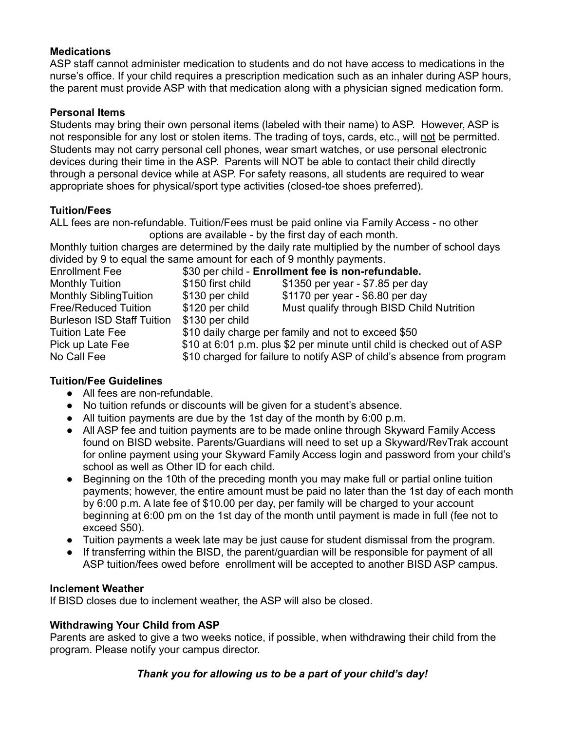**Medications**

ASP staff cannot administer medication to students and do not have access to medications in the nurse's office. If your child requires a prescription medication such as an inhaler during ASP hours, the parent must provide ASP with that medication along with a physician signed medication form.

**Personal Items**

Students may bring their own personal items (labeled with their name) to ASP. However, ASP is not responsible for any lost or stolen items. The trading of toys, cards, etc., will not be permitted. Students may not carry personal cell phones, wear smart watches, or use personal electronic devices during their time in the ASP. Parents will NOT be able to contact their child directly through a personal device while at ASP. For safety reasons, all students are required to wear appropriate shoes for physical/sport type activities (closed-toe shoes preferred).

**Tuition/Fees**

ALL fees are non-refundable. Tuition/Fees must be paid online via Family Access - no other options are available - by the first day of each month.

Monthly tuition charges are determined by the daily rate multiplied by the number of school days divided by 9 to equal the same amount for each of 9 monthly payments.

| | | |
|---|---|---|
| Enrollment Fee | $30 per child - **Enrollment fee is non-refundable.** | |
| Monthly Tuition | $150 first child | $1350 per year - $7.85 per day |
| Monthly SiblingTuition | $130 per child | $1170 per year - $6.80 per day |
| Free/Reduced Tuition | $120 per child | Must qualify through BISD Child Nutrition |
| Burleson ISD Staff Tuition | $130 per child | |
| Tuition Late Fee | $10 daily charge per family and not to exceed $50 | |
| Pick up Late Fee | $10 at 6:01 p.m. plus $2 per minute until child is checked out of ASP | |
| No Call Fee | $10 charged for failure to notify ASP of child's absence from program | |

**Tuition/Fee Guidelines**

- All fees are non-refundable.
- No tuition refunds or discounts will be given for a student's absence.
- All tuition payments are due by the 1st day of the month by 6:00 p.m.
- All ASP fee and tuition payments are to be made online through Skyward Family Access found on BISD website. Parents/Guardians will need to set up a Skyward/RevTrak account for online payment using your Skyward Family Access login and password from your child's school as well as Other ID for each child.
- Beginning on the 10th of the preceding month you may make full or partial online tuition payments; however, the entire amount must be paid no later than the 1st day of each month by 6:00 p.m. A late fee of $10.00 per day, per family will be charged to your account beginning at 6:00 pm on the 1st day of the month until payment is made in full (fee not to exceed $50).
- Tuition payments a week late may be just cause for student dismissal from the program.
- If transferring within the BISD, the parent/guardian will be responsible for payment of all ASP tuition/fees owed before enrollment will be accepted to another BISD ASP campus.

**Inclement Weather**

If BISD closes due to inclement weather, the ASP will also be closed.

**Withdrawing Your Child from ASP**

Parents are asked to give a two weeks notice, if possible, when withdrawing their child from the program. Please notify your campus director.

***Thank you for allowing us to be a part of your child's day!***